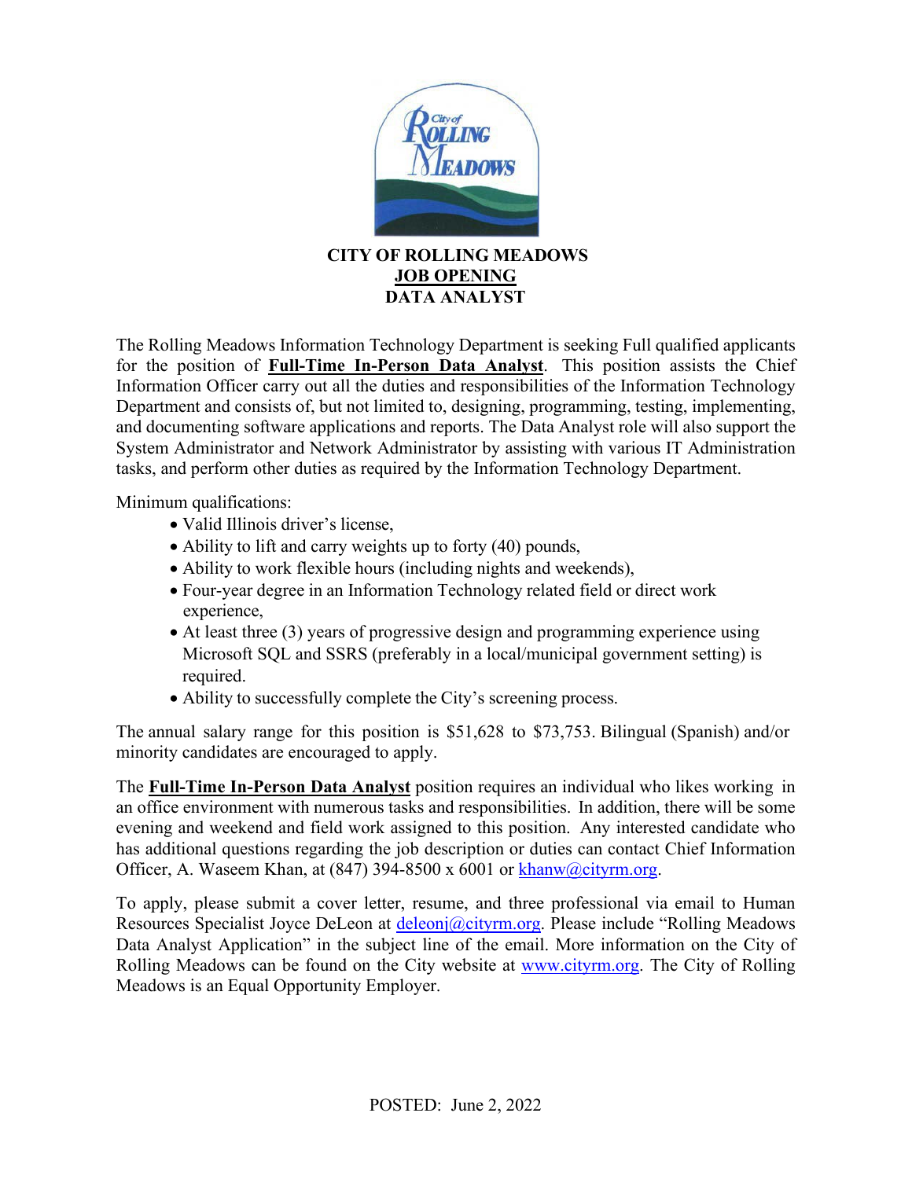# CITY OF ROLLING MEADOWS

## JOB OPENING

## DATA ANALYST

The Rolling Meadows Information Technology Department is seeking Full qualified applicants for the position of **Full-Time In-Person Data Analyst**. This position assists the Chief Information Officer carry out all the duties and responsibilities of the Information Technology Department and consists of, but not limited to, designing, programming, testing, implementing, and documenting software applications and reports. The Data Analyst role will also support the System Administrator and Network Administrator by assisting with various IT Administration tasks, and perform other duties as required by the Information Technology Department.

Minimum qualifications:

- Valid Illinois driver's license,
- Ability to lift and carry weights up to forty (40) pounds,
- Ability to work flexible hours (including nights and weekends),
- Four-year degree in an Information Technology related field or direct work experience,
- At least three (3) years of progressive design and programming experience using Microsoft SQL and SSRS (preferably in a local/municipal government setting) is required.
- Ability to successfully complete the City's screening process.

The annual salary range for this position is $51,628 to $73,753. Bilingual (Spanish) and/or minority candidates are encouraged to apply.

The **Full-Time In-Person Data Analyst** position requires an individual who likes working in an office environment with numerous tasks and responsibilities. In addition, there will be some evening and weekend and field work assigned to this position. Any interested candidate who has additional questions regarding the job description or duties can contact Chief Information Officer, A. Waseem Khan, at (847) 394-8500 x 6001 or khanw@cityrm.org.

To apply, please submit a cover letter, resume, and three professional via email to Human Resources Specialist Joyce DeLeon at deleonj@cityrm.org. Please include "Rolling Meadows Data Analyst Application" in the subject line of the email. More information on the City of Rolling Meadows can be found on the City website at www.cityrm.org. The City of Rolling Meadows is an Equal Opportunity Employer.

POSTED: June 2, 2022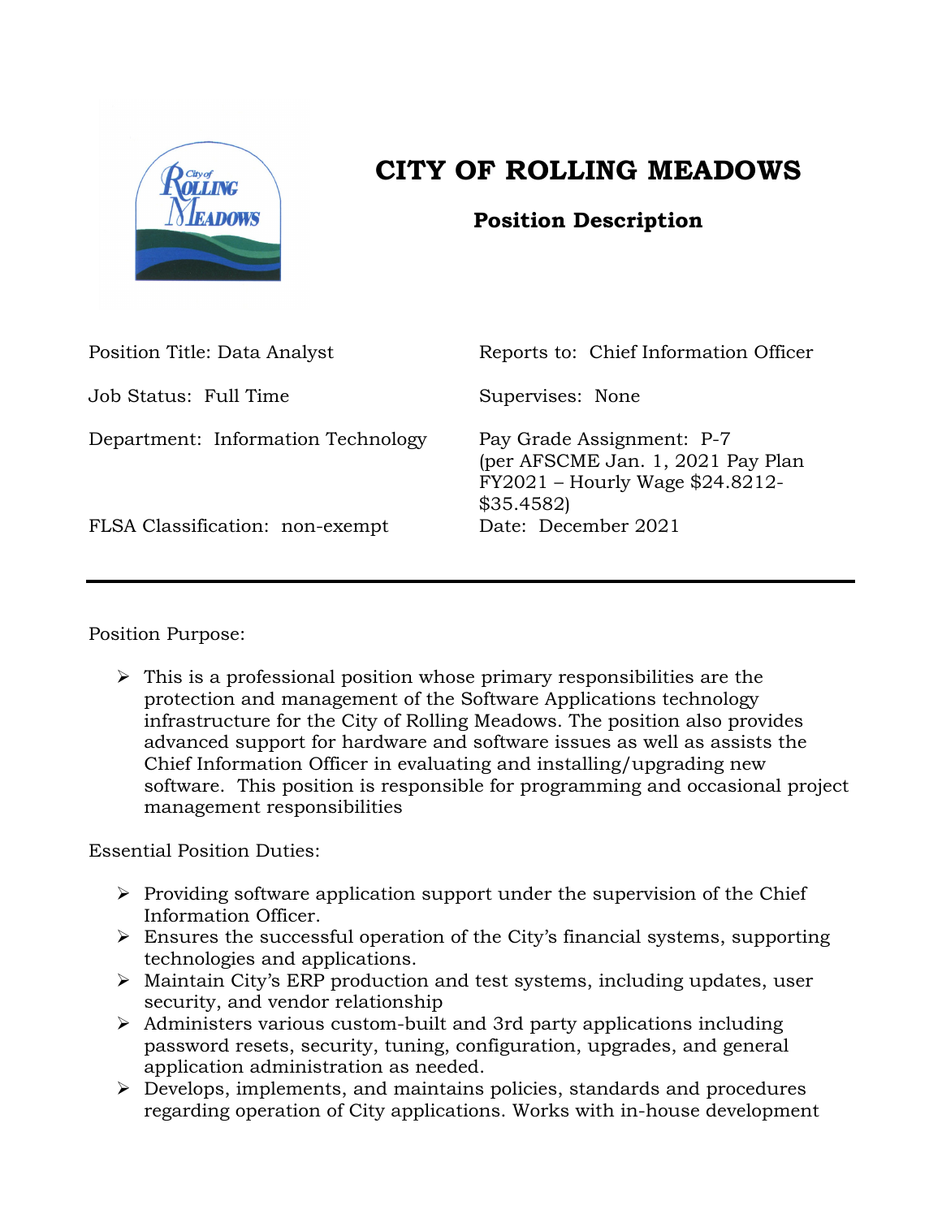# CITY OF ROLLING MEADOWS

## Position Description

Position Title: Data Analyst

Reports to: Chief Information Officer

Job Status: Full Time

Supervises: None

Department: Information Technology

Pay Grade Assignment: P-7 (per AFSCME Jan. 1, 2021 Pay Plan FY2021 – Hourly Wage $24.8212-$35.4582)

FLSA Classification: non-exempt

Date: December 2021

---

Position Purpose:

- This is a professional position whose primary responsibilities are the protection and management of the Software Applications technology infrastructure for the City of Rolling Meadows. The position also provides advanced support for hardware and software issues as well as assists the Chief Information Officer in evaluating and installing/upgrading new software. This position is responsible for programming and occasional project management responsibilities

Essential Position Duties:

- Providing software application support under the supervision of the Chief Information Officer.
- Ensures the successful operation of the City's financial systems, supporting technologies and applications.
- Maintain City's ERP production and test systems, including updates, user security, and vendor relationship
- Administers various custom-built and 3rd party applications including password resets, security, tuning, configuration, upgrades, and general application administration as needed.
- Develops, implements, and maintains policies, standards and procedures regarding operation of City applications. Works with in-house development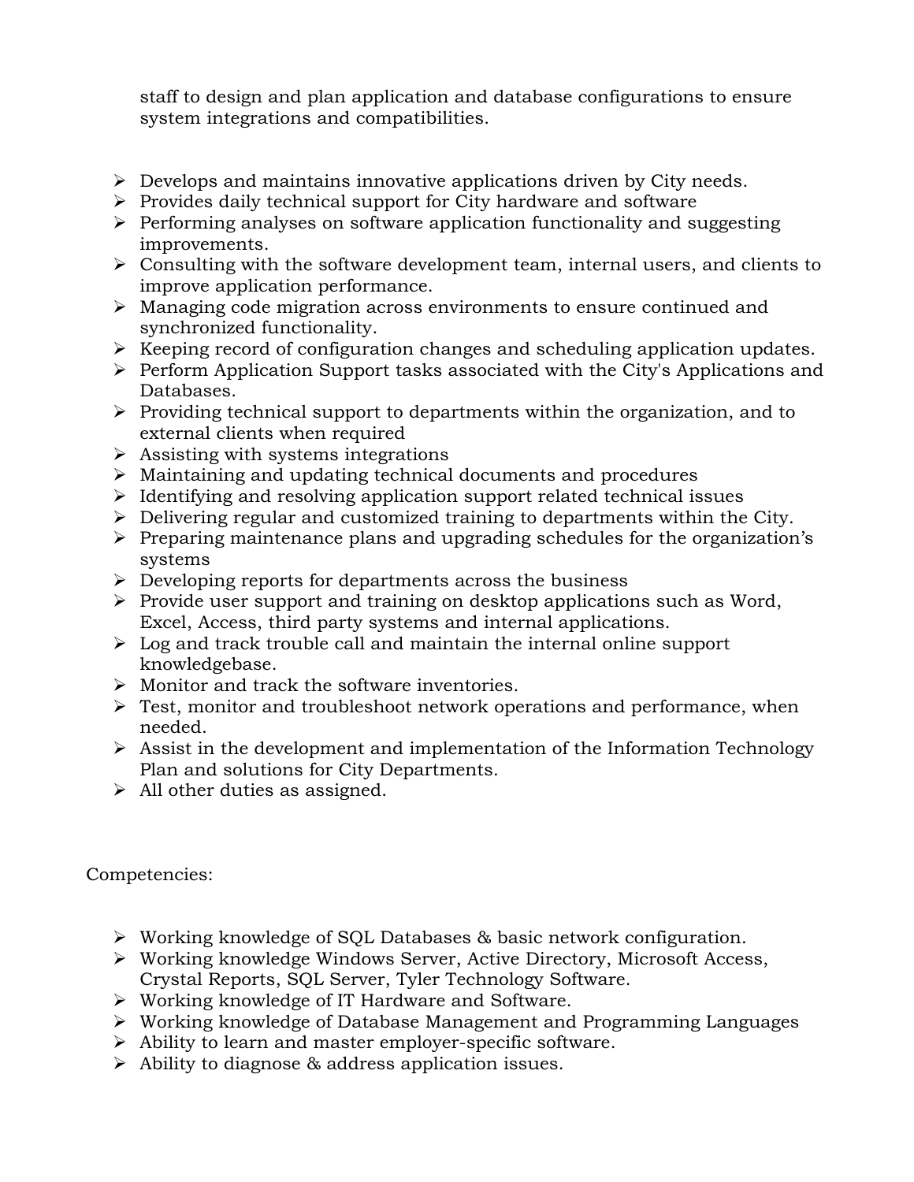staff to design and plan application and database configurations to ensure system integrations and compatibilities.

- Develops and maintains innovative applications driven by City needs.
- Provides daily technical support for City hardware and software
- Performing analyses on software application functionality and suggesting improvements.
- Consulting with the software development team, internal users, and clients to improve application performance.
- Managing code migration across environments to ensure continued and synchronized functionality.
- Keeping record of configuration changes and scheduling application updates.
- Perform Application Support tasks associated with the City's Applications and Databases.
- Providing technical support to departments within the organization, and to external clients when required
- Assisting with systems integrations
- Maintaining and updating technical documents and procedures
- Identifying and resolving application support related technical issues
- Delivering regular and customized training to departments within the City.
- Preparing maintenance plans and upgrading schedules for the organization's systems
- Developing reports for departments across the business
- Provide user support and training on desktop applications such as Word, Excel, Access, third party systems and internal applications.
- Log and track trouble call and maintain the internal online support knowledgebase.
- Monitor and track the software inventories.
- Test, monitor and troubleshoot network operations and performance, when needed.
- Assist in the development and implementation of the Information Technology Plan and solutions for City Departments.
- All other duties as assigned.

Competencies:

- Working knowledge of SQL Databases & basic network configuration.
- Working knowledge Windows Server, Active Directory, Microsoft Access, Crystal Reports, SQL Server, Tyler Technology Software.
- Working knowledge of IT Hardware and Software.
- Working knowledge of Database Management and Programming Languages
- Ability to learn and master employer-specific software.
- Ability to diagnose & address application issues.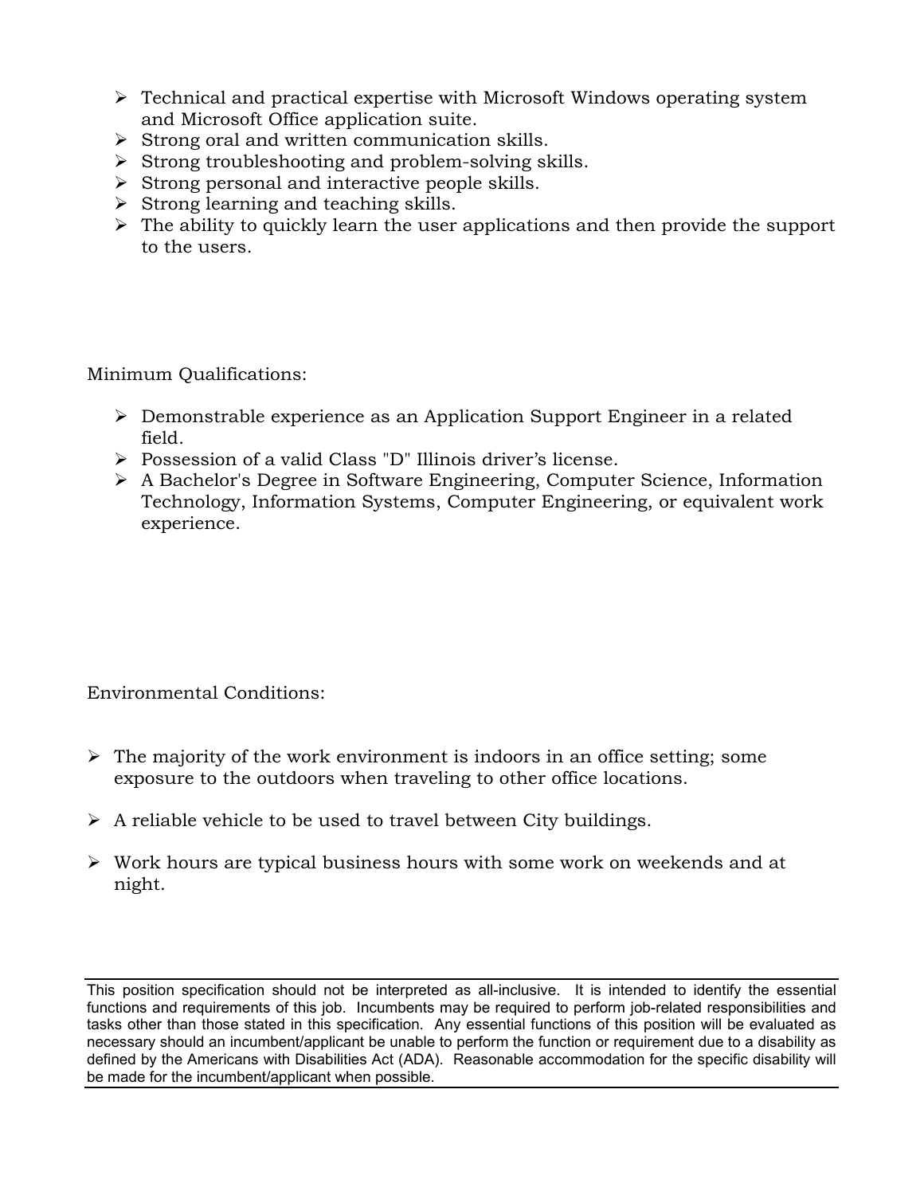- Technical and practical expertise with Microsoft Windows operating system and Microsoft Office application suite.
- Strong oral and written communication skills.
- Strong troubleshooting and problem-solving skills.
- Strong personal and interactive people skills.
- Strong learning and teaching skills.
- The ability to quickly learn the user applications and then provide the support to the users.

Minimum Qualifications:

- Demonstrable experience as an Application Support Engineer in a related field.
- Possession of a valid Class "D" Illinois driver's license.
- A Bachelor's Degree in Software Engineering, Computer Science, Information Technology, Information Systems, Computer Engineering, or equivalent work experience.

Environmental Conditions:

- The majority of the work environment is indoors in an office setting; some exposure to the outdoors when traveling to other office locations.
- A reliable vehicle to be used to travel between City buildings.
- Work hours are typical business hours with some work on weekends and at night.

---

This position specification should not be interpreted as all-inclusive. It is intended to identify the essential functions and requirements of this job. Incumbents may be required to perform job-related responsibilities and tasks other than those stated in this specification. Any essential functions of this position will be evaluated as necessary should an incumbent/applicant be unable to perform the function or requirement due to a disability as defined by the Americans with Disabilities Act (ADA). Reasonable accommodation for the specific disability will be made for the incumbent/applicant when possible.

---